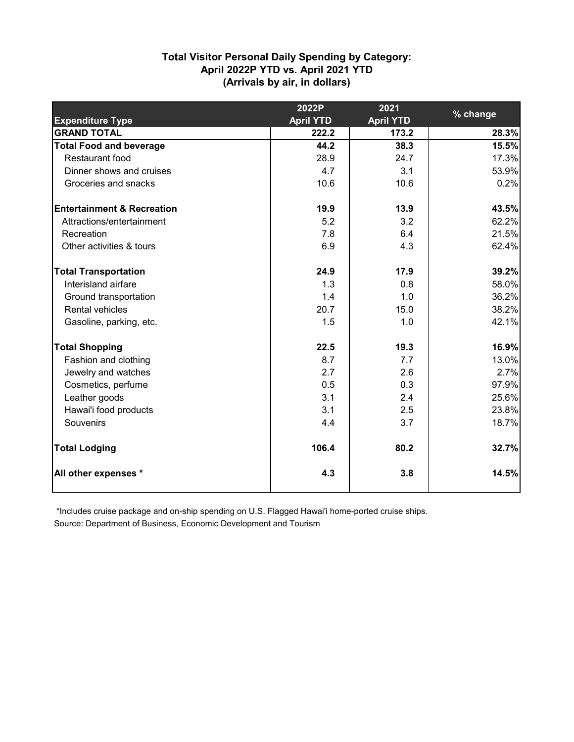## Total Visitor Personal Daily Spending by Category: April 2022P YTD vs. April 2021 YTD (Arrivals by air, in dollars)

| Expenditure Type | 2022P April YTD | 2021 April YTD | % change |
|---|---|---|---|
| **GRAND TOTAL** | **222.2** | **173.2** | **28.3%** |
| **Total Food and beverage** | **44.2** | **38.3** | **15.5%** |
| Restaurant food | 28.9 | 24.7 | 17.3% |
| Dinner shows and cruises | 4.7 | 3.1 | 53.9% |
| Groceries and snacks | 10.6 | 10.6 | 0.2% |
| **Entertainment & Recreation** | **19.9** | **13.9** | **43.5%** |
| Attractions/entertainment | 5.2 | 3.2 | 62.2% |
| Recreation | 7.8 | 6.4 | 21.5% |
| Other activities & tours | 6.9 | 4.3 | 62.4% |
| **Total Transportation** | **24.9** | **17.9** | **39.2%** |
| Interisland airfare | 1.3 | 0.8 | 58.0% |
| Ground transportation | 1.4 | 1.0 | 36.2% |
| Rental vehicles | 20.7 | 15.0 | 38.2% |
| Gasoline, parking, etc. | 1.5 | 1.0 | 42.1% |
| **Total Shopping** | **22.5** | **19.3** | **16.9%** |
| Fashion and clothing | 8.7 | 7.7 | 13.0% |
| Jewelry and watches | 2.7 | 2.6 | 2.7% |
| Cosmetics, perfume | 0.5 | 0.3 | 97.9% |
| Leather goods | 3.1 | 2.4 | 25.6% |
| Hawai'i food products | 3.1 | 2.5 | 23.8% |
| Souvenirs | 4.4 | 3.7 | 18.7% |
| **Total Lodging** | **106.4** | **80.2** | **32.7%** |
| **All other expenses *** | **4.3** | **3.8** | **14.5%** |

*Includes cruise package and on-ship spending on U.S. Flagged Hawai'i home-ported cruise ships.

Source: Department of Business, Economic Development and Tourism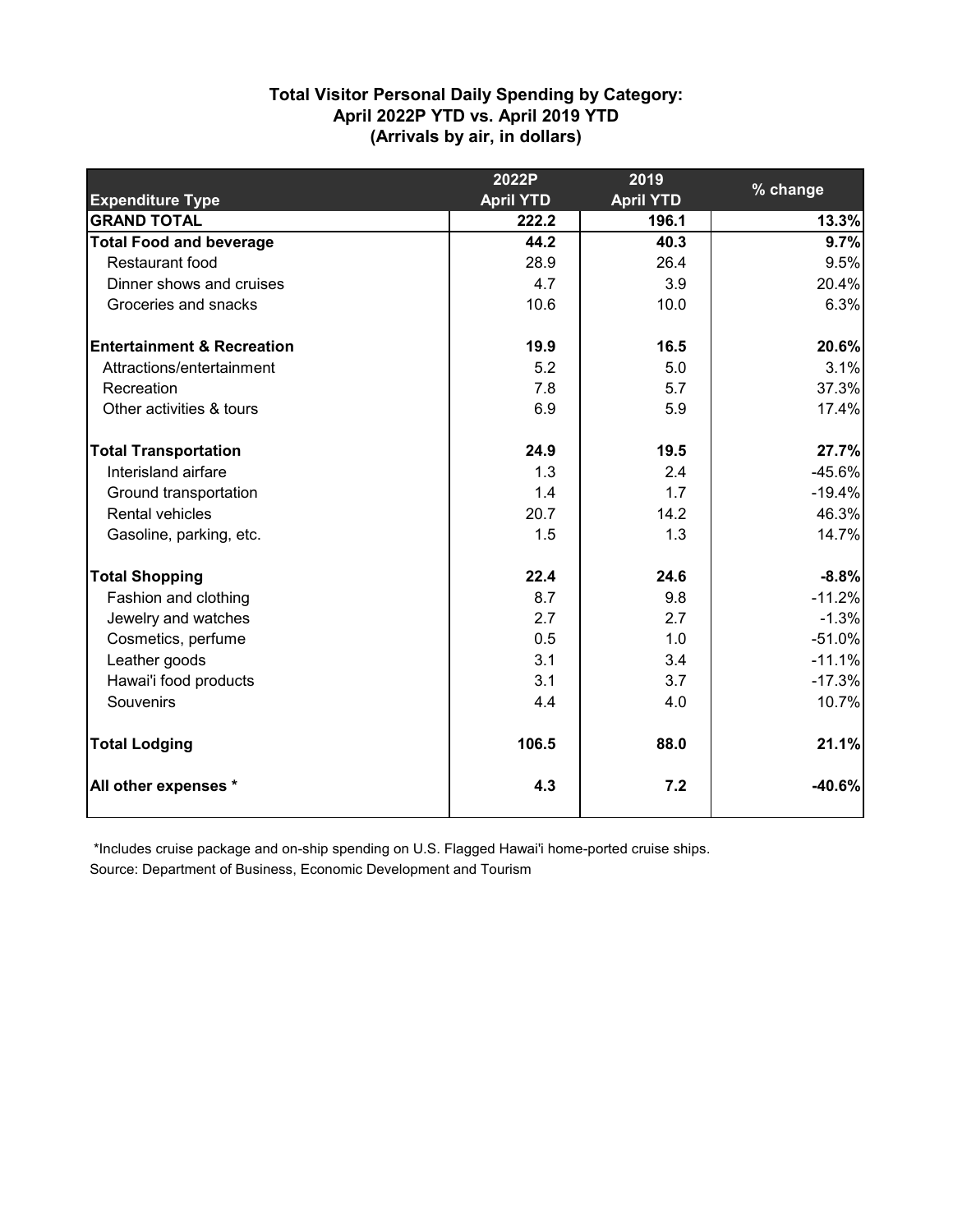**Total Visitor Personal Daily Spending by Category:**
**April 2022P YTD vs. April 2019 YTD**
**(Arrivals by air, in dollars)**

| Expenditure Type | 2022P April YTD | 2019 April YTD | % change |
|---|---|---|---|
| **GRAND TOTAL** | **222.2** | **196.1** | **13.3%** |
| **Total Food and beverage** | **44.2** | **40.3** | **9.7%** |
| Restaurant food | 28.9 | 26.4 | 9.5% |
| Dinner shows and cruises | 4.7 | 3.9 | 20.4% |
| Groceries and snacks | 10.6 | 10.0 | 6.3% |
| **Entertainment & Recreation** | **19.9** | **16.5** | **20.6%** |
| Attractions/entertainment | 5.2 | 5.0 | 3.1% |
| Recreation | 7.8 | 5.7 | 37.3% |
| Other activities & tours | 6.9 | 5.9 | 17.4% |
| **Total Transportation** | **24.9** | **19.5** | **27.7%** |
| Interisland airfare | 1.3 | 2.4 | -45.6% |
| Ground transportation | 1.4 | 1.7 | -19.4% |
| Rental vehicles | 20.7 | 14.2 | 46.3% |
| Gasoline, parking, etc. | 1.5 | 1.3 | 14.7% |
| **Total Shopping** | **22.4** | **24.6** | **-8.8%** |
| Fashion and clothing | 8.7 | 9.8 | -11.2% |
| Jewelry and watches | 2.7 | 2.7 | -1.3% |
| Cosmetics, perfume | 0.5 | 1.0 | -51.0% |
| Leather goods | 3.1 | 3.4 | -11.1% |
| Hawai'i food products | 3.1 | 3.7 | -17.3% |
| Souvenirs | 4.4 | 4.0 | 10.7% |
| **Total Lodging** | **106.5** | **88.0** | **21.1%** |
| **All other expenses *** | **4.3** | **7.2** | **-40.6%** |

*Includes cruise package and on-ship spending on U.S. Flagged Hawai'i home-ported cruise ships.

Source: Department of Business, Economic Development and Tourism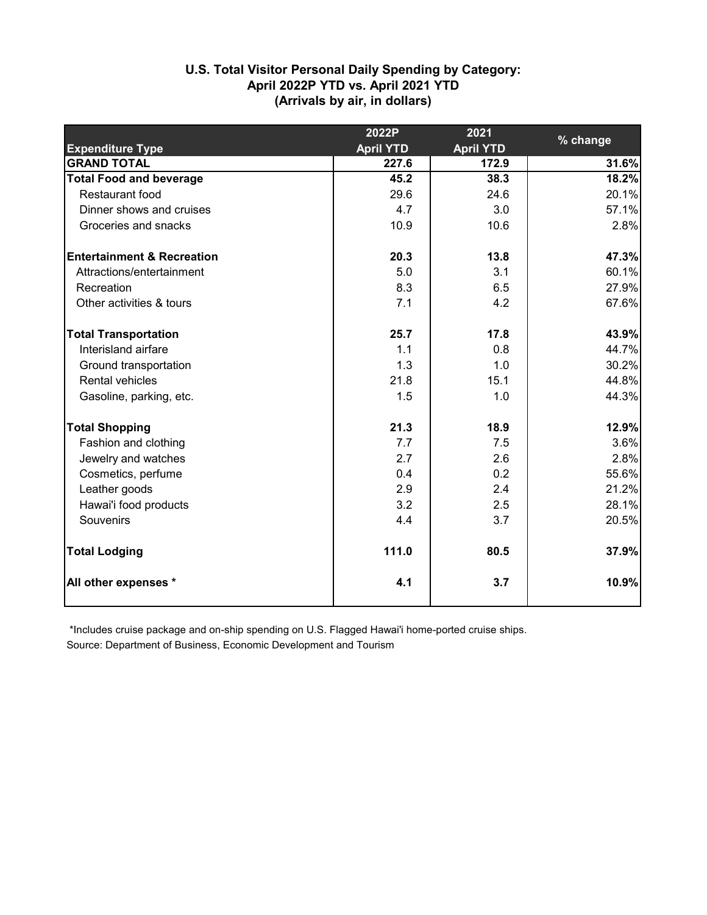## U.S. Total Visitor Personal Daily Spending by Category: April 2022P YTD vs. April 2021 YTD (Arrivals by air, in dollars)

| Expenditure Type | 2022P April YTD | 2021 April YTD | % change |
|---|---|---|---|
| **GRAND TOTAL** | **227.6** | **172.9** | **31.6%** |
| **Total Food and beverage** | **45.2** | **38.3** | **18.2%** |
| Restaurant food | 29.6 | 24.6 | 20.1% |
| Dinner shows and cruises | 4.7 | 3.0 | 57.1% |
| Groceries and snacks | 10.9 | 10.6 | 2.8% |
| **Entertainment & Recreation** | **20.3** | **13.8** | **47.3%** |
| Attractions/entertainment | 5.0 | 3.1 | 60.1% |
| Recreation | 8.3 | 6.5 | 27.9% |
| Other activities & tours | 7.1 | 4.2 | 67.6% |
| **Total Transportation** | **25.7** | **17.8** | **43.9%** |
| Interisland airfare | 1.1 | 0.8 | 44.7% |
| Ground transportation | 1.3 | 1.0 | 30.2% |
| Rental vehicles | 21.8 | 15.1 | 44.8% |
| Gasoline, parking, etc. | 1.5 | 1.0 | 44.3% |
| **Total Shopping** | **21.3** | **18.9** | **12.9%** |
| Fashion and clothing | 7.7 | 7.5 | 3.6% |
| Jewelry and watches | 2.7 | 2.6 | 2.8% |
| Cosmetics, perfume | 0.4 | 0.2 | 55.6% |
| Leather goods | 2.9 | 2.4 | 21.2% |
| Hawai'i food products | 3.2 | 2.5 | 28.1% |
| Souvenirs | 4.4 | 3.7 | 20.5% |
| **Total Lodging** | **111.0** | **80.5** | **37.9%** |
| **All other expenses *** | **4.1** | **3.7** | **10.9%** |

*Includes cruise package and on-ship spending on U.S. Flagged Hawai'i home-ported cruise ships.

Source: Department of Business, Economic Development and Tourism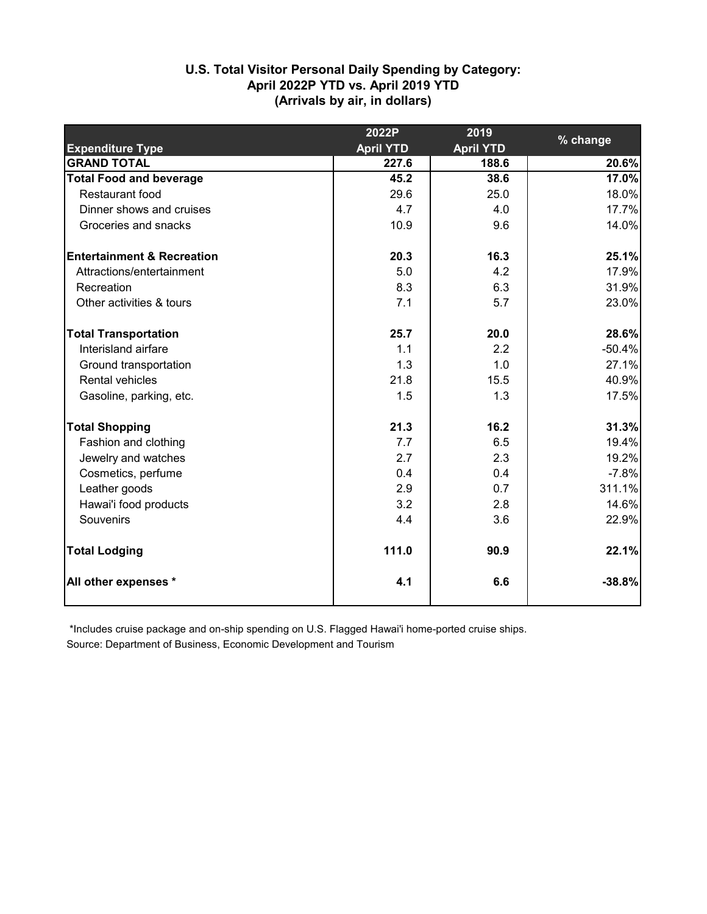## U.S. Total Visitor Personal Daily Spending by Category: April 2022P YTD vs. April 2019 YTD (Arrivals by air, in dollars)

| Expenditure Type | 2022P April YTD | 2019 April YTD | % change |
|---|---|---|---|
| **GRAND TOTAL** | **227.6** | **188.6** | **20.6%** |
| **Total Food and beverage** | **45.2** | **38.6** | **17.0%** |
| Restaurant food | 29.6 | 25.0 | 18.0% |
| Dinner shows and cruises | 4.7 | 4.0 | 17.7% |
| Groceries and snacks | 10.9 | 9.6 | 14.0% |
| **Entertainment & Recreation** | **20.3** | **16.3** | **25.1%** |
| Attractions/entertainment | 5.0 | 4.2 | 17.9% |
| Recreation | 8.3 | 6.3 | 31.9% |
| Other activities & tours | 7.1 | 5.7 | 23.0% |
| **Total Transportation** | **25.7** | **20.0** | **28.6%** |
| Interisland airfare | 1.1 | 2.2 | -50.4% |
| Ground transportation | 1.3 | 1.0 | 27.1% |
| Rental vehicles | 21.8 | 15.5 | 40.9% |
| Gasoline, parking, etc. | 1.5 | 1.3 | 17.5% |
| **Total Shopping** | **21.3** | **16.2** | **31.3%** |
| Fashion and clothing | 7.7 | 6.5 | 19.4% |
| Jewelry and watches | 2.7 | 2.3 | 19.2% |
| Cosmetics, perfume | 0.4 | 0.4 | -7.8% |
| Leather goods | 2.9 | 0.7 | 311.1% |
| Hawai'i food products | 3.2 | 2.8 | 14.6% |
| Souvenirs | 4.4 | 3.6 | 22.9% |
| **Total Lodging** | **111.0** | **90.9** | **22.1%** |
| **All other expenses *** | **4.1** | **6.6** | **-38.8%** |

*Includes cruise package and on-ship spending on U.S. Flagged Hawai'i home-ported cruise ships.

Source: Department of Business, Economic Development and Tourism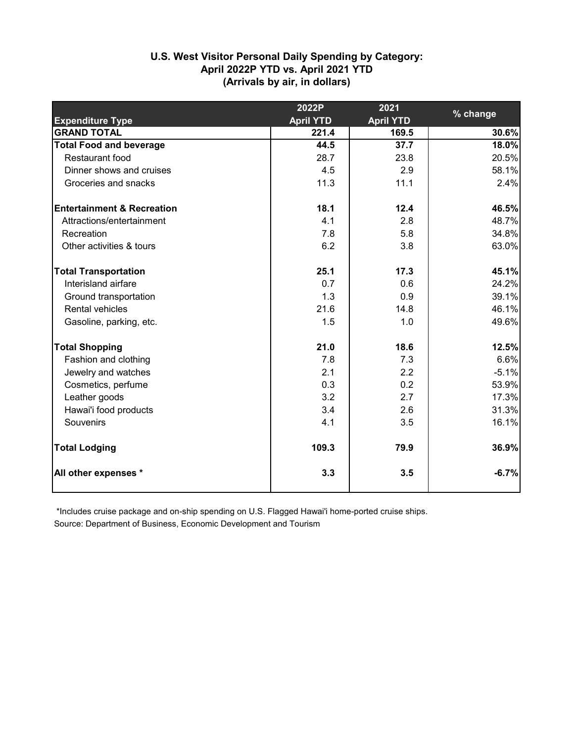### U.S. West Visitor Personal Daily Spending by Category:
### April 2022P YTD vs. April 2021 YTD
### (Arrivals by air, in dollars)

| Expenditure Type | 2022P April YTD | 2021 April YTD | % change |
|---|---|---|---|
| **GRAND TOTAL** | **221.4** | **169.5** | **30.6%** |
| **Total Food and beverage** | **44.5** | **37.7** | **18.0%** |
| Restaurant food | 28.7 | 23.8 | 20.5% |
| Dinner shows and cruises | 4.5 | 2.9 | 58.1% |
| Groceries and snacks | 11.3 | 11.1 | 2.4% |
| **Entertainment & Recreation** | **18.1** | **12.4** | **46.5%** |
| Attractions/entertainment | 4.1 | 2.8 | 48.7% |
| Recreation | 7.8 | 5.8 | 34.8% |
| Other activities & tours | 6.2 | 3.8 | 63.0% |
| **Total Transportation** | **25.1** | **17.3** | **45.1%** |
| Interisland airfare | 0.7 | 0.6 | 24.2% |
| Ground transportation | 1.3 | 0.9 | 39.1% |
| Rental vehicles | 21.6 | 14.8 | 46.1% |
| Gasoline, parking, etc. | 1.5 | 1.0 | 49.6% |
| **Total Shopping** | **21.0** | **18.6** | **12.5%** |
| Fashion and clothing | 7.8 | 7.3 | 6.6% |
| Jewelry and watches | 2.1 | 2.2 | -5.1% |
| Cosmetics, perfume | 0.3 | 0.2 | 53.9% |
| Leather goods | 3.2 | 2.7 | 17.3% |
| Hawai'i food products | 3.4 | 2.6 | 31.3% |
| Souvenirs | 4.1 | 3.5 | 16.1% |
| **Total Lodging** | **109.3** | **79.9** | **36.9%** |
| **All other expenses *** | **3.3** | **3.5** | **-6.7%** |

*Includes cruise package and on-ship spending on U.S. Flagged Hawai'i home-ported cruise ships.

Source: Department of Business, Economic Development and Tourism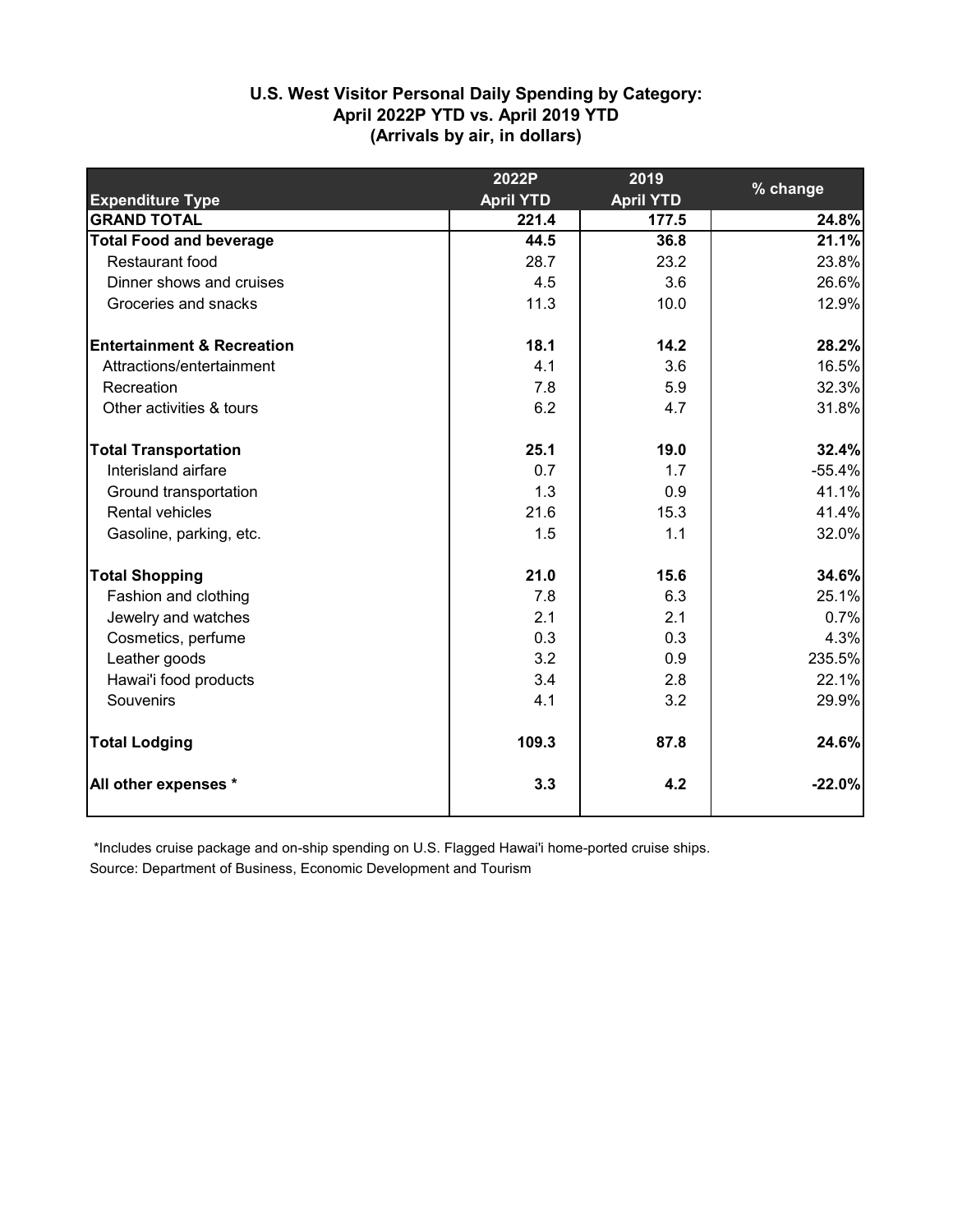## U.S. West Visitor Personal Daily Spending by Category: April 2022P YTD vs. April 2019 YTD (Arrivals by air, in dollars)

| Expenditure Type | 2022P April YTD | 2019 April YTD | % change |
|---|---|---|---|
| **GRAND TOTAL** | **221.4** | **177.5** | **24.8%** |
| **Total Food and beverage** | **44.5** | **36.8** | **21.1%** |
| Restaurant food | 28.7 | 23.2 | 23.8% |
| Dinner shows and cruises | 4.5 | 3.6 | 26.6% |
| Groceries and snacks | 11.3 | 10.0 | 12.9% |
| | | | |
| **Entertainment & Recreation** | **18.1** | **14.2** | **28.2%** |
| Attractions/entertainment | 4.1 | 3.6 | 16.5% |
| Recreation | 7.8 | 5.9 | 32.3% |
| Other activities & tours | 6.2 | 4.7 | 31.8% |
| | | | |
| **Total Transportation** | **25.1** | **19.0** | **32.4%** |
| Interisland airfare | 0.7 | 1.7 | -55.4% |
| Ground transportation | 1.3 | 0.9 | 41.1% |
| Rental vehicles | 21.6 | 15.3 | 41.4% |
| Gasoline, parking, etc. | 1.5 | 1.1 | 32.0% |
| | | | |
| **Total Shopping** | **21.0** | **15.6** | **34.6%** |
| Fashion and clothing | 7.8 | 6.3 | 25.1% |
| Jewelry and watches | 2.1 | 2.1 | 0.7% |
| Cosmetics, perfume | 0.3 | 0.3 | 4.3% |
| Leather goods | 3.2 | 0.9 | 235.5% |
| Hawai'i food products | 3.4 | 2.8 | 22.1% |
| Souvenirs | 4.1 | 3.2 | 29.9% |
| | | | |
| **Total Lodging** | **109.3** | **87.8** | **24.6%** |
| | | | |
| **All other expenses *** | **3.3** | **4.2** | **-22.0%** |

*Includes cruise package and on-ship spending on U.S. Flagged Hawai'i home-ported cruise ships.

Source: Department of Business, Economic Development and Tourism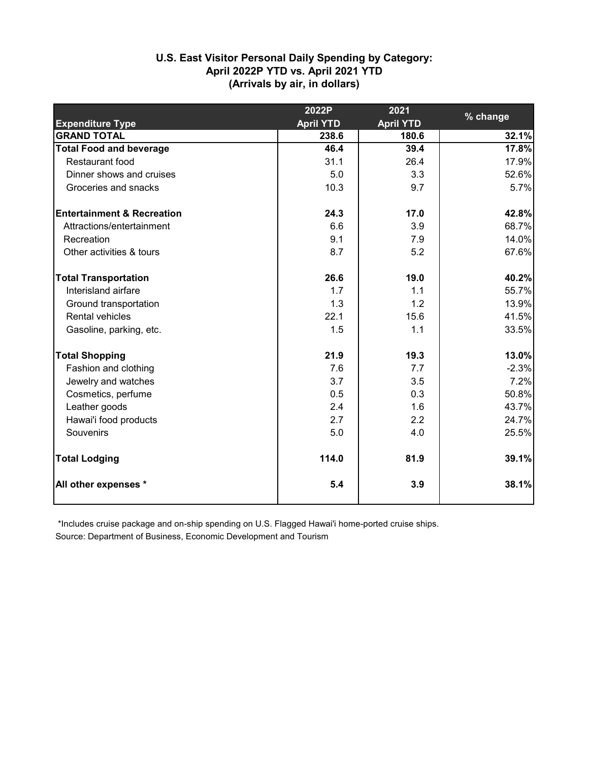**U.S. East Visitor Personal Daily Spending by Category:**
**April 2022P YTD vs. April 2021 YTD**
**(Arrivals by air, in dollars)**

| Expenditure Type | 2022P April YTD | 2021 April YTD | % change |
|---|---|---|---|
| **GRAND TOTAL** | **238.6** | **180.6** | **32.1%** |
| **Total Food and beverage** | **46.4** | **39.4** | **17.8%** |
| Restaurant food | 31.1 | 26.4 | 17.9% |
| Dinner shows and cruises | 5.0 | 3.3 | 52.6% |
| Groceries and snacks | 10.3 | 9.7 | 5.7% |
| **Entertainment & Recreation** | **24.3** | **17.0** | **42.8%** |
| Attractions/entertainment | 6.6 | 3.9 | 68.7% |
| Recreation | 9.1 | 7.9 | 14.0% |
| Other activities & tours | 8.7 | 5.2 | 67.6% |
| **Total Transportation** | **26.6** | **19.0** | **40.2%** |
| Interisland airfare | 1.7 | 1.1 | 55.7% |
| Ground transportation | 1.3 | 1.2 | 13.9% |
| Rental vehicles | 22.1 | 15.6 | 41.5% |
| Gasoline, parking, etc. | 1.5 | 1.1 | 33.5% |
| **Total Shopping** | **21.9** | **19.3** | **13.0%** |
| Fashion and clothing | 7.6 | 7.7 | -2.3% |
| Jewelry and watches | 3.7 | 3.5 | 7.2% |
| Cosmetics, perfume | 0.5 | 0.3 | 50.8% |
| Leather goods | 2.4 | 1.6 | 43.7% |
| Hawai'i food products | 2.7 | 2.2 | 24.7% |
| Souvenirs | 5.0 | 4.0 | 25.5% |
| **Total Lodging** | **114.0** | **81.9** | **39.1%** |
| **All other expenses *** | **5.4** | **3.9** | **38.1%** |

*Includes cruise package and on-ship spending on U.S. Flagged Hawai'i home-ported cruise ships.

Source: Department of Business, Economic Development and Tourism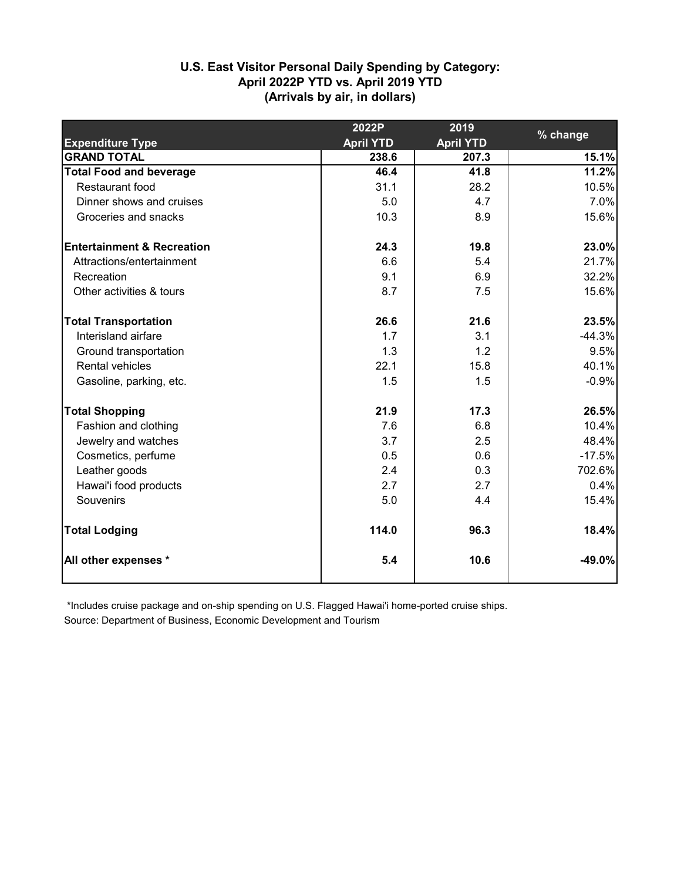## U.S. East Visitor Personal Daily Spending by Category: April 2022P YTD vs. April 2019 YTD (Arrivals by air, in dollars)

| Expenditure Type | 2022P April YTD | 2019 April YTD | % change |
|---|---|---|---|
| **GRAND TOTAL** | **238.6** | **207.3** | **15.1%** |
| **Total Food and beverage** | **46.4** | **41.8** | **11.2%** |
| Restaurant food | 31.1 | 28.2 | 10.5% |
| Dinner shows and cruises | 5.0 | 4.7 | 7.0% |
| Groceries and snacks | 10.3 | 8.9 | 15.6% |
| **Entertainment & Recreation** | **24.3** | **19.8** | **23.0%** |
| Attractions/entertainment | 6.6 | 5.4 | 21.7% |
| Recreation | 9.1 | 6.9 | 32.2% |
| Other activities & tours | 8.7 | 7.5 | 15.6% |
| **Total Transportation** | **26.6** | **21.6** | **23.5%** |
| Interisland airfare | 1.7 | 3.1 | -44.3% |
| Ground transportation | 1.3 | 1.2 | 9.5% |
| Rental vehicles | 22.1 | 15.8 | 40.1% |
| Gasoline, parking, etc. | 1.5 | 1.5 | -0.9% |
| **Total Shopping** | **21.9** | **17.3** | **26.5%** |
| Fashion and clothing | 7.6 | 6.8 | 10.4% |
| Jewelry and watches | 3.7 | 2.5 | 48.4% |
| Cosmetics, perfume | 0.5 | 0.6 | -17.5% |
| Leather goods | 2.4 | 0.3 | 702.6% |
| Hawai'i food products | 2.7 | 2.7 | 0.4% |
| Souvenirs | 5.0 | 4.4 | 15.4% |
| **Total Lodging** | **114.0** | **96.3** | **18.4%** |
| **All other expenses *** | **5.4** | **10.6** | **-49.0%** |

*Includes cruise package and on-ship spending on U.S. Flagged Hawai'i home-ported cruise ships.

Source: Department of Business, Economic Development and Tourism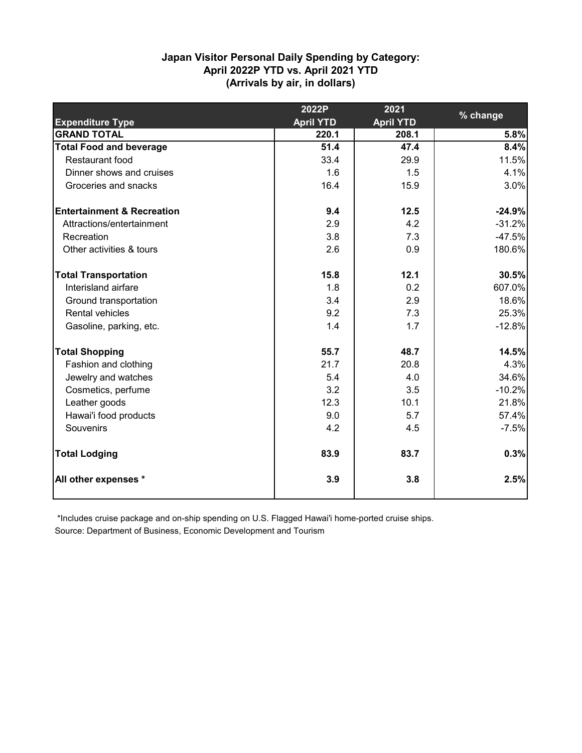### Japan Visitor Personal Daily Spending by Category: April 2022P YTD vs. April 2021 YTD (Arrivals by air, in dollars)

| Expenditure Type | 2022P April YTD | 2021 April YTD | % change |
|---|---|---|---|
| **GRAND TOTAL** | **220.1** | **208.1** | **5.8%** |
| **Total Food and beverage** | **51.4** | **47.4** | **8.4%** |
| Restaurant food | 33.4 | 29.9 | 11.5% |
| Dinner shows and cruises | 1.6 | 1.5 | 4.1% |
| Groceries and snacks | 16.4 | 15.9 | 3.0% |
| **Entertainment & Recreation** | **9.4** | **12.5** | **-24.9%** |
| Attractions/entertainment | 2.9 | 4.2 | -31.2% |
| Recreation | 3.8 | 7.3 | -47.5% |
| Other activities & tours | 2.6 | 0.9 | 180.6% |
| **Total Transportation** | **15.8** | **12.1** | **30.5%** |
| Interisland airfare | 1.8 | 0.2 | 607.0% |
| Ground transportation | 3.4 | 2.9 | 18.6% |
| Rental vehicles | 9.2 | 7.3 | 25.3% |
| Gasoline, parking, etc. | 1.4 | 1.7 | -12.8% |
| **Total Shopping** | **55.7** | **48.7** | **14.5%** |
| Fashion and clothing | 21.7 | 20.8 | 4.3% |
| Jewelry and watches | 5.4 | 4.0 | 34.6% |
| Cosmetics, perfume | 3.2 | 3.5 | -10.2% |
| Leather goods | 12.3 | 10.1 | 21.8% |
| Hawai'i food products | 9.0 | 5.7 | 57.4% |
| Souvenirs | 4.2 | 4.5 | -7.5% |
| **Total Lodging** | **83.9** | **83.7** | **0.3%** |
| **All other expenses *** | **3.9** | **3.8** | **2.5%** |

*Includes cruise package and on-ship spending on U.S. Flagged Hawai'i home-ported cruise ships.

Source: Department of Business, Economic Development and Tourism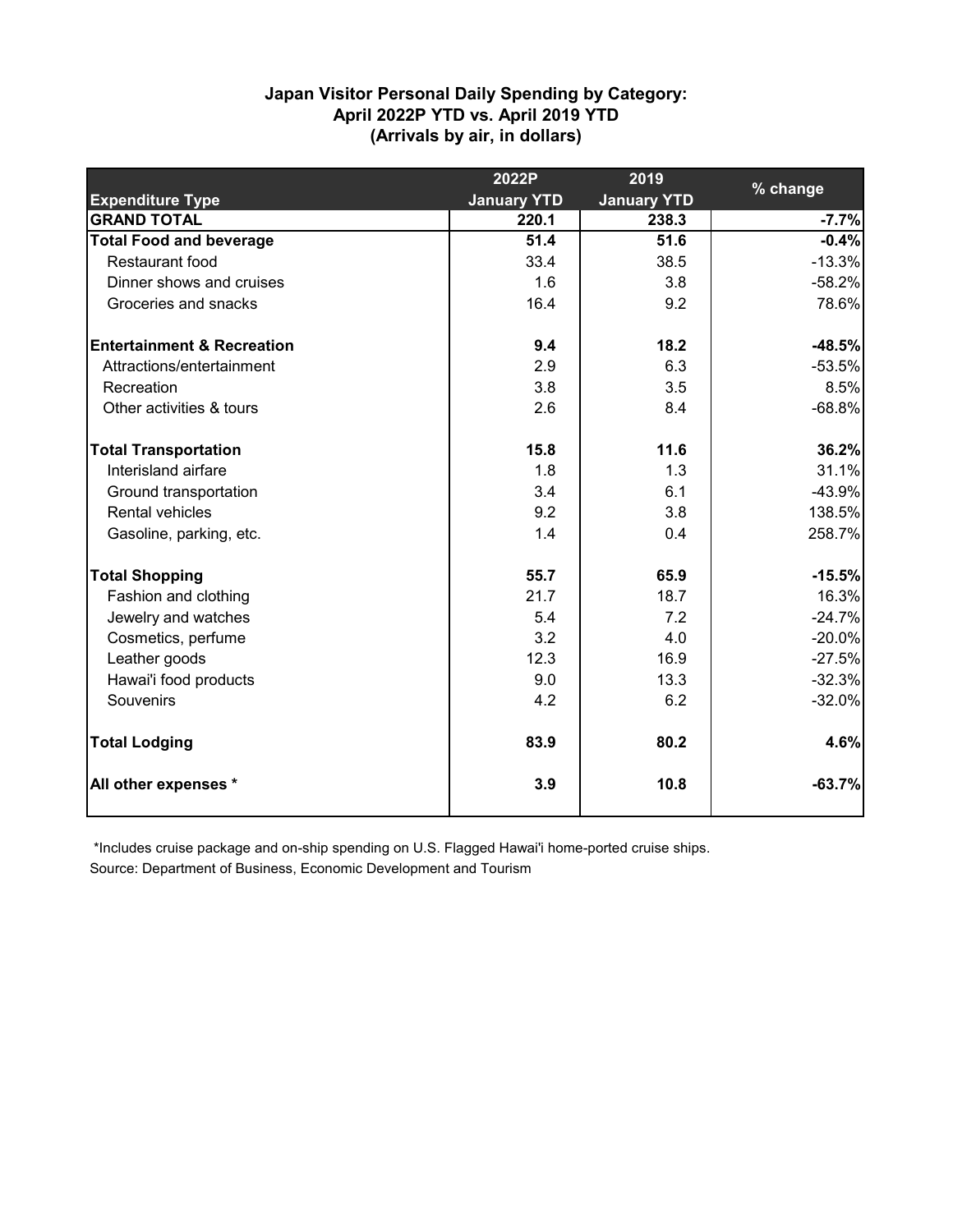**Japan Visitor Personal Daily Spending by Category:**
**April 2022P YTD vs. April 2019 YTD**
**(Arrivals by air, in dollars)**

| Expenditure Type | 2022P January YTD | 2019 January YTD | % change |
|---|---|---|---|
| **GRAND TOTAL** | **220.1** | **238.3** | **-7.7%** |
| **Total Food and beverage** | **51.4** | **51.6** | **-0.4%** |
| Restaurant food | 33.4 | 38.5 | -13.3% |
| Dinner shows and cruises | 1.6 | 3.8 | -58.2% |
| Groceries and snacks | 16.4 | 9.2 | 78.6% |
| **Entertainment & Recreation** | **9.4** | **18.2** | **-48.5%** |
| Attractions/entertainment | 2.9 | 6.3 | -53.5% |
| Recreation | 3.8 | 3.5 | 8.5% |
| Other activities & tours | 2.6 | 8.4 | -68.8% |
| **Total Transportation** | **15.8** | **11.6** | **36.2%** |
| Interisland airfare | 1.8 | 1.3 | 31.1% |
| Ground transportation | 3.4 | 6.1 | -43.9% |
| Rental vehicles | 9.2 | 3.8 | 138.5% |
| Gasoline, parking, etc. | 1.4 | 0.4 | 258.7% |
| **Total Shopping** | **55.7** | **65.9** | **-15.5%** |
| Fashion and clothing | 21.7 | 18.7 | 16.3% |
| Jewelry and watches | 5.4 | 7.2 | -24.7% |
| Cosmetics, perfume | 3.2 | 4.0 | -20.0% |
| Leather goods | 12.3 | 16.9 | -27.5% |
| Hawai'i food products | 9.0 | 13.3 | -32.3% |
| Souvenirs | 4.2 | 6.2 | -32.0% |
| **Total Lodging** | **83.9** | **80.2** | **4.6%** |
| **All other expenses *** | **3.9** | **10.8** | **-63.7%** |

*Includes cruise package and on-ship spending on U.S. Flagged Hawai'i home-ported cruise ships.

Source: Department of Business, Economic Development and Tourism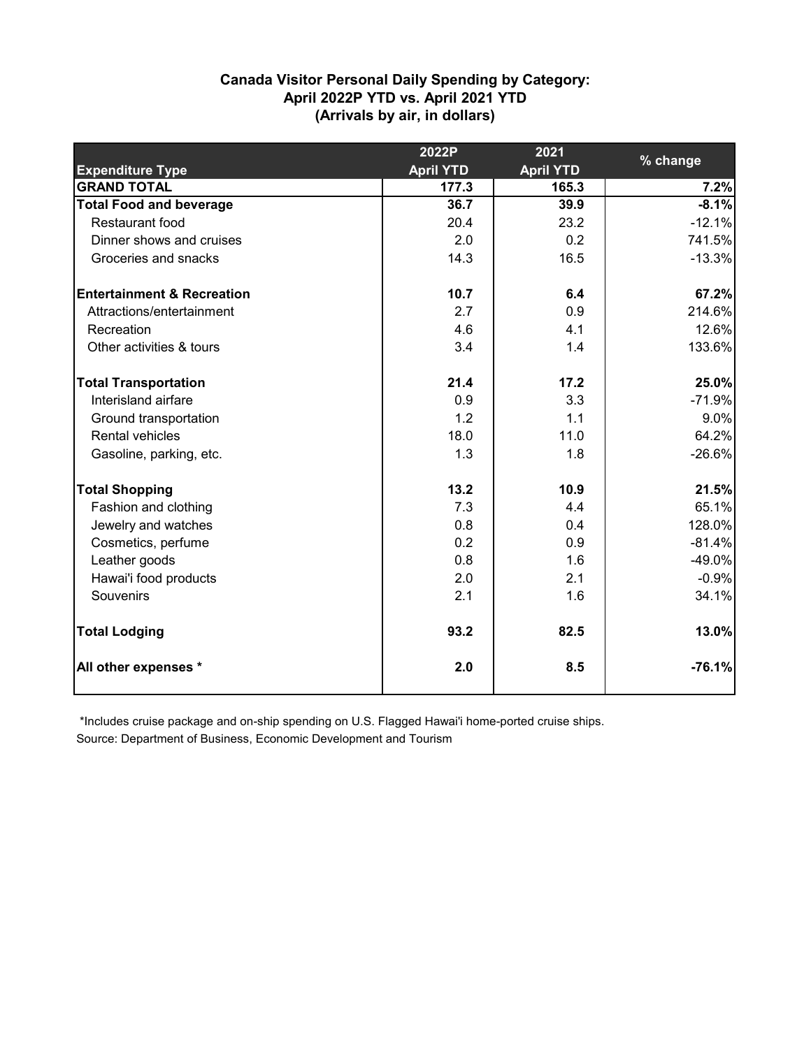**Canada Visitor Personal Daily Spending by Category: April 2022P YTD vs. April 2021 YTD (Arrivals by air, in dollars)**

| Expenditure Type | 2022P April YTD | 2021 April YTD | % change |
|---|---|---|---|
| **GRAND TOTAL** | **177.3** | **165.3** | **7.2%** |
| **Total Food and beverage** | **36.7** | **39.9** | **-8.1%** |
| Restaurant food | 20.4 | 23.2 | -12.1% |
| Dinner shows and cruises | 2.0 | 0.2 | 741.5% |
| Groceries and snacks | 14.3 | 16.5 | -13.3% |
| **Entertainment & Recreation** | **10.7** | **6.4** | **67.2%** |
| Attractions/entertainment | 2.7 | 0.9 | 214.6% |
| Recreation | 4.6 | 4.1 | 12.6% |
| Other activities & tours | 3.4 | 1.4 | 133.6% |
| **Total Transportation** | **21.4** | **17.2** | **25.0%** |
| Interisland airfare | 0.9 | 3.3 | -71.9% |
| Ground transportation | 1.2 | 1.1 | 9.0% |
| Rental vehicles | 18.0 | 11.0 | 64.2% |
| Gasoline, parking, etc. | 1.3 | 1.8 | -26.6% |
| **Total Shopping** | **13.2** | **10.9** | **21.5%** |
| Fashion and clothing | 7.3 | 4.4 | 65.1% |
| Jewelry and watches | 0.8 | 0.4 | 128.0% |
| Cosmetics, perfume | 0.2 | 0.9 | -81.4% |
| Leather goods | 0.8 | 1.6 | -49.0% |
| Hawai'i food products | 2.0 | 2.1 | -0.9% |
| Souvenirs | 2.1 | 1.6 | 34.1% |
| **Total Lodging** | **93.2** | **82.5** | **13.0%** |
| **All other expenses *** | **2.0** | **8.5** | **-76.1%** |

*Includes cruise package and on-ship spending on U.S. Flagged Hawai'i home-ported cruise ships.

Source: Department of Business, Economic Development and Tourism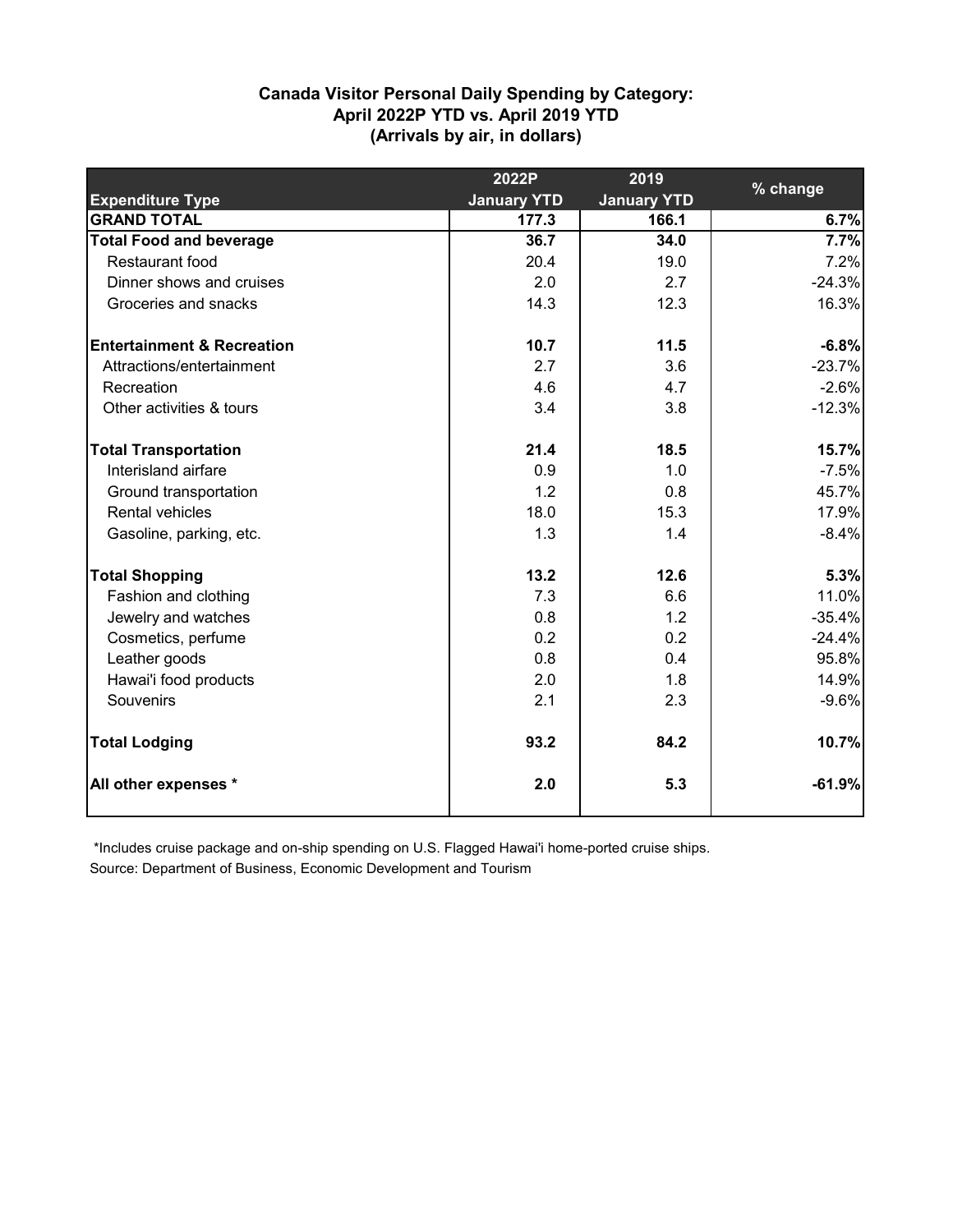**Canada Visitor Personal Daily Spending by Category:**
**April 2022P YTD vs. April 2019 YTD**
**(Arrivals by air, in dollars)**

| Expenditure Type | 2022P January YTD | 2019 January YTD | % change |
|---|---|---|---|
| **GRAND TOTAL** | **177.3** | **166.1** | **6.7%** |
| **Total Food and beverage** | **36.7** | **34.0** | **7.7%** |
| Restaurant food | 20.4 | 19.0 | 7.2% |
| Dinner shows and cruises | 2.0 | 2.7 | -24.3% |
| Groceries and snacks | 14.3 | 12.3 | 16.3% |
| **Entertainment & Recreation** | **10.7** | **11.5** | **-6.8%** |
| Attractions/entertainment | 2.7 | 3.6 | -23.7% |
| Recreation | 4.6 | 4.7 | -2.6% |
| Other activities & tours | 3.4 | 3.8 | -12.3% |
| **Total Transportation** | **21.4** | **18.5** | **15.7%** |
| Interisland airfare | 0.9 | 1.0 | -7.5% |
| Ground transportation | 1.2 | 0.8 | 45.7% |
| Rental vehicles | 18.0 | 15.3 | 17.9% |
| Gasoline, parking, etc. | 1.3 | 1.4 | -8.4% |
| **Total Shopping** | **13.2** | **12.6** | **5.3%** |
| Fashion and clothing | 7.3 | 6.6 | 11.0% |
| Jewelry and watches | 0.8 | 1.2 | -35.4% |
| Cosmetics, perfume | 0.2 | 0.2 | -24.4% |
| Leather goods | 0.8 | 0.4 | 95.8% |
| Hawai'i food products | 2.0 | 1.8 | 14.9% |
| Souvenirs | 2.1 | 2.3 | -9.6% |
| **Total Lodging** | **93.2** | **84.2** | **10.7%** |
| **All other expenses *** | **2.0** | **5.3** | **-61.9%** |

*Includes cruise package and on-ship spending on U.S. Flagged Hawai'i home-ported cruise ships.

Source: Department of Business, Economic Development and Tourism